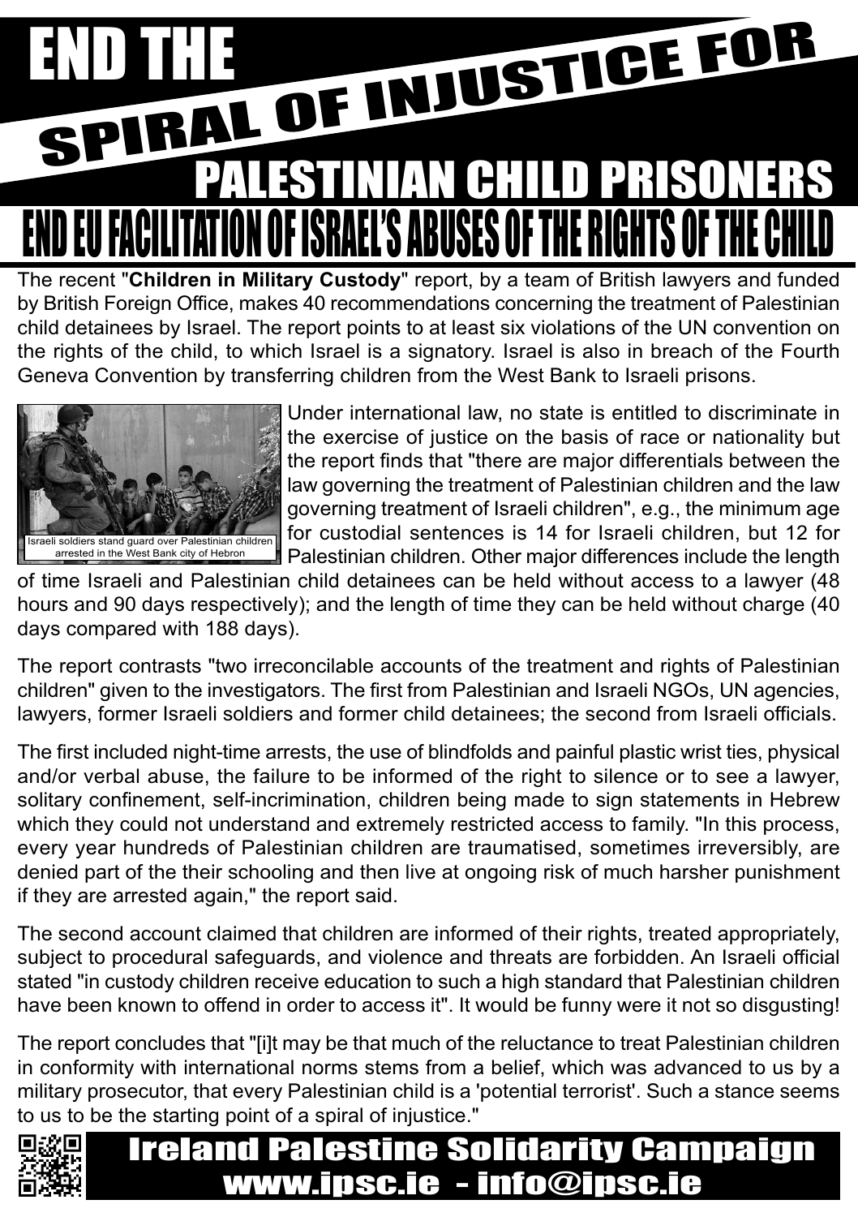# END THE SPIRAL OF INJUSTICE FOR PALESTINIAN CHILD PRISONERS

## END EU FACILITATION OF ISRAEL'S ABUSES OF THE RIGHTS OF THE CHILD

The recent "**Children in Military Custody**" report, by a team of British lawyers and funded by British Foreign Office, makes 40 recommendations concerning the treatment of Palestinian child detainees by Israel. The report points to at least six violations of the UN convention on the rights of the child, to which Israel is a signatory. Israel is also in breach of the Fourth Geneva Convention by transferring children from the West Bank to Israeli prisons.

Israeli soldiers stand guard over Palestinian children arrested in the West Bank city of Hebron

Under international law, no state is entitled to discriminate in the exercise of justice on the basis of race or nationality but the report finds that "there are major differentials between the law governing the treatment of Palestinian children and the law governing treatment of Israeli children", e.g., the minimum age for custodial sentences is 14 for Israeli children, but 12 for Palestinian children. Other major differences include the length of time Israeli and Palestinian child detainees can be held without access to a lawyer (48 hours and 90 days respectively); and the length of time they can be held without charge (40 days compared with 188 days).

The report contrasts "two irreconcilable accounts of the treatment and rights of Palestinian children" given to the investigators. The first from Palestinian and Israeli NGOs, UN agencies, lawyers, former Israeli soldiers and former child detainees; the second from Israeli officials.

The first included night-time arrests, the use of blindfolds and painful plastic wrist ties, physical and/or verbal abuse, the failure to be informed of the right to silence or to see a lawyer, solitary confinement, self-incrimination, children being made to sign statements in Hebrew which they could not understand and extremely restricted access to family. "In this process, every year hundreds of Palestinian children are traumatised, sometimes irreversibly, are denied part of the their schooling and then live at ongoing risk of much harsher punishment if they are arrested again," the report said.

The second account claimed that children are informed of their rights, treated appropriately, subject to procedural safeguards, and violence and threats are forbidden. An Israeli official stated "in custody children receive education to such a high standard that Palestinian children have been known to offend in order to access it". It would be funny were it not so disgusting!

The report concludes that "[i]t may be that much of the reluctance to treat Palestinian children in conformity with international norms stems from a belief, which was advanced to us by a military prosecutor, that every Palestinian child is a 'potential terrorist'. Such a stance seems to us to be the starting point of a spiral of injustice."

**Ireland Palestine Solidarity Campaign**
**www.ipsc.ie - info@ipsc.ie**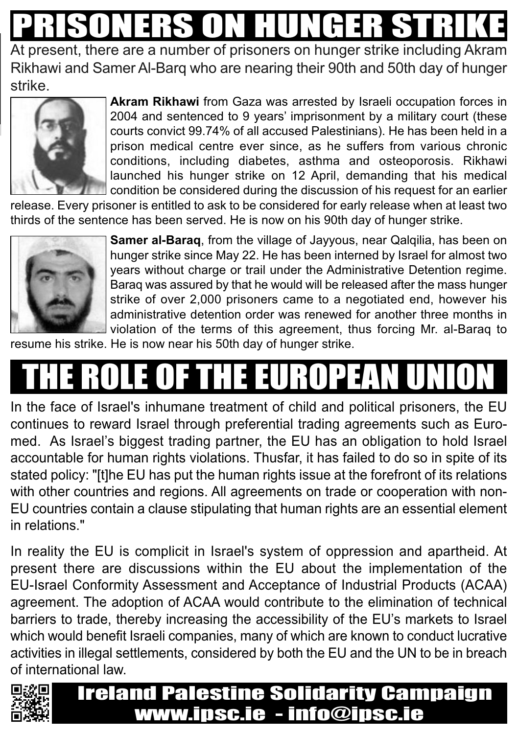# PRISONERS ON HUNGER STRIKE

At present, there are a number of prisoners on hunger strike including Akram Rikhawi and Samer Al-Barq who are nearing their 90th and 50th day of hunger strike.

**Akram Rikhawi** from Gaza was arrested by Israeli occupation forces in 2004 and sentenced to 9 years' imprisonment by a military court (these courts convict 99.74% of all accused Palestinians). He has been held in a prison medical centre ever since, as he suffers from various chronic conditions, including diabetes, asthma and osteoporosis. Rikhawi launched his hunger strike on 12 April, demanding that his medical condition be considered during the discussion of his request for an earlier release. Every prisoner is entitled to ask to be considered for early release when at least two thirds of the sentence has been served. He is now on his 90th day of hunger strike.

**Samer al-Baraq**, from the village of Jayyous, near Qalqilia, has been on hunger strike since May 22. He has been interned by Israel for almost two years without charge or trail under the Administrative Detention regime. Baraq was assured by that he would will be released after the mass hunger strike of over 2,000 prisoners came to a negotiated end, however his administrative detention order was renewed for another three months in violation of the terms of this agreement, thus forcing Mr. al-Baraq to resume his strike. He is now near his 50th day of hunger strike.

# THE ROLE OF THE EUROPEAN UNION

In the face of Israel's inhumane treatment of child and political prisoners, the EU continues to reward Israel through preferential trading agreements such as Euro-med. As Israel's biggest trading partner, the EU has an obligation to hold Israel accountable for human rights violations. Thusfar, it has failed to do so in spite of its stated policy: "[t]he EU has put the human rights issue at the forefront of its relations with other countries and regions. All agreements on trade or cooperation with non-EU countries contain a clause stipulating that human rights are an essential element in relations."

In reality the EU is complicit in Israel's system of oppression and apartheid. At present there are discussions within the EU about the implementation of the EU-Israel Conformity Assessment and Acceptance of Industrial Products (ACAA) agreement. The adoption of ACAA would contribute to the elimination of technical barriers to trade, thereby increasing the accessibility of the EU's markets to Israel which would benefit Israeli companies, many of which are known to conduct lucrative activities in illegal settlements, considered by both the EU and the UN to be in breach of international law.

**Ireland Palestine Solidarity Campaign**
**www.ipsc.ie - info@ipsc.ie**